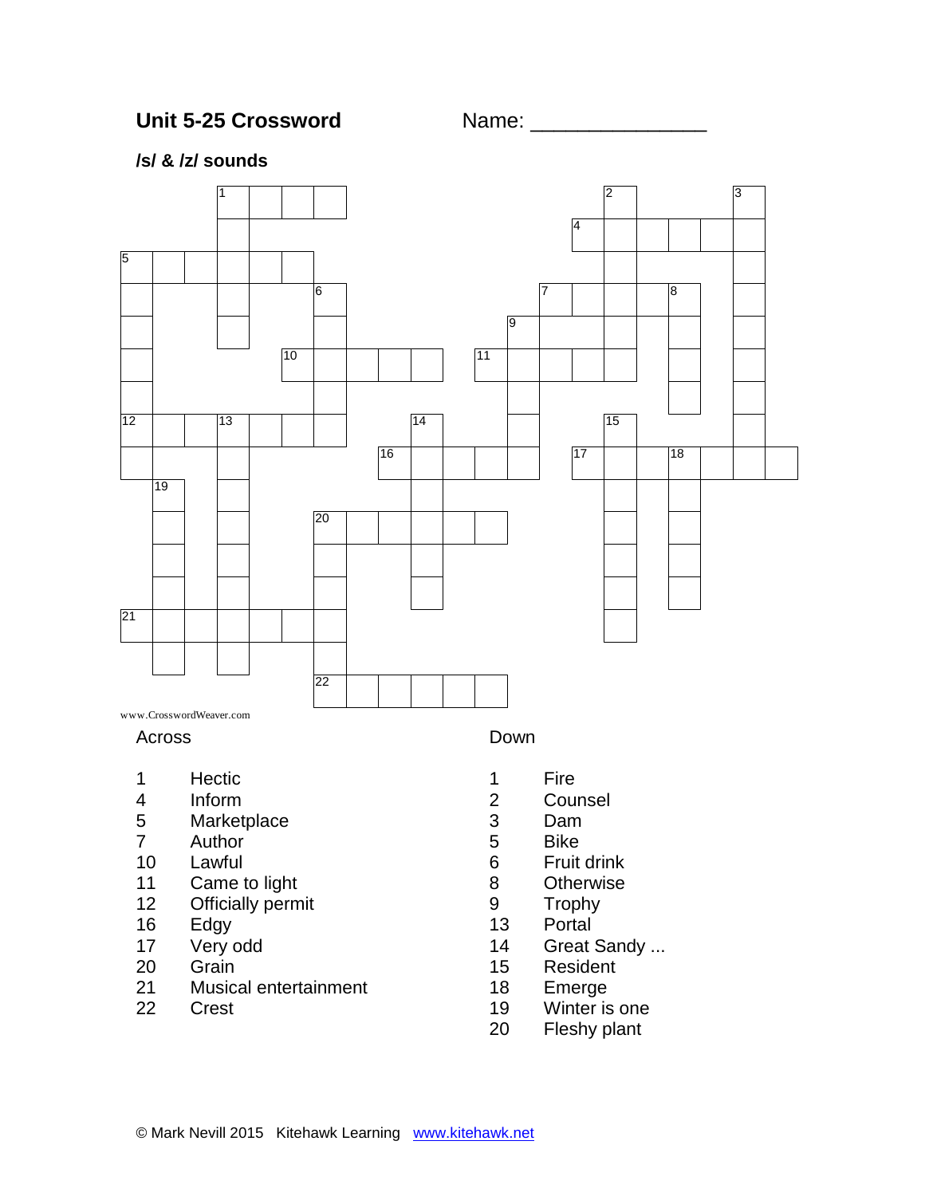# Unit 5-25 Crossword

Name: _______________

**/s/ & /z/ sounds**

www.CrosswordWeaver.com

## Across

1 Hectic
4 Inform
5 Marketplace
7 Author
10 Lawful
11 Came to light
12 Officially permit
16 Edgy
17 Very odd
20 Grain
21 Musical entertainment
22 Crest

## Down

1 Fire
2 Counsel
3 Dam
5 Bike
6 Fruit drink
8 Otherwise
9 Trophy
13 Portal
14 Great Sandy ...
15 Resident
18 Emerge
19 Winter is one
20 Fleshy plant

© Mark Nevill 2015 Kitehawk Learning www.kitehawk.net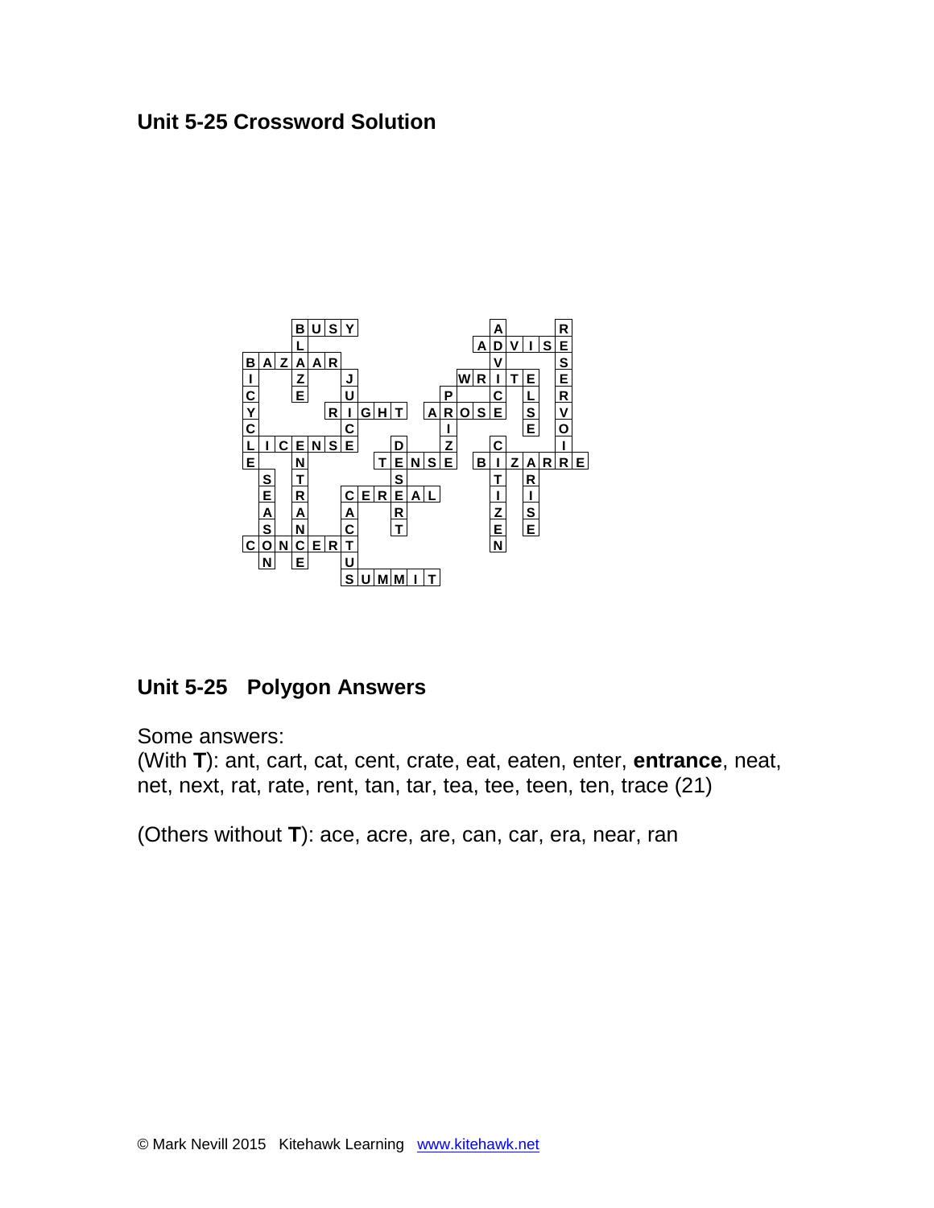## Unit 5-25 Crossword Solution

## Unit 5-25 Polygon Answers

Some answers:

(With **T**): ant, cart, cat, cent, crate, eat, eaten, enter, **entrance**, neat, net, next, rat, rate, rent, tan, tar, tea, tee, teen, ten, trace (21)

(Others without **T**): ace, acre, are, can, car, era, near, ran

© Mark Nevill 2015 Kitehawk Learning [www.kitehawk.net](http://www.kitehawk.net)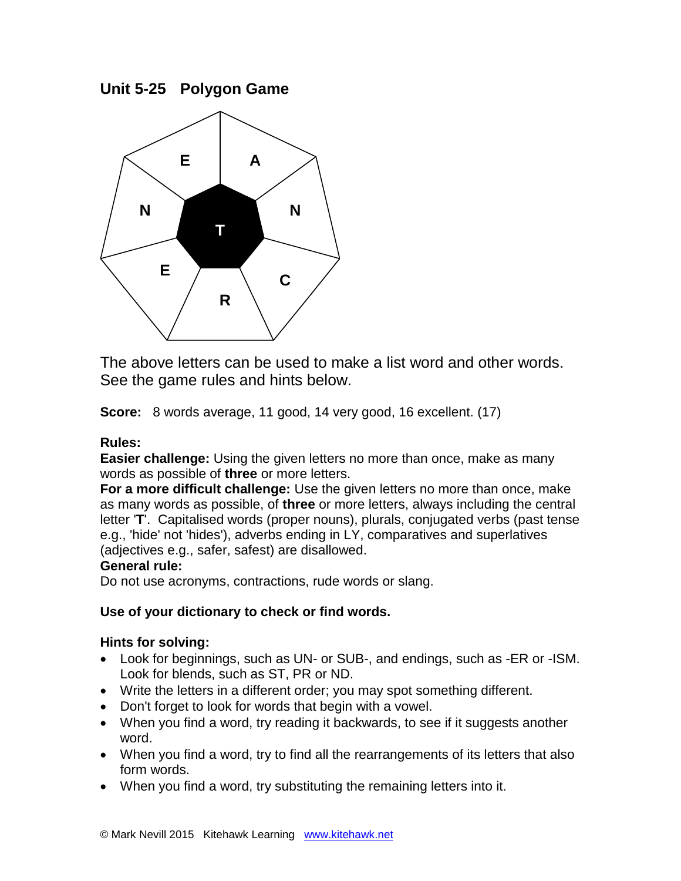## Unit 5-25 Polygon Game

E A
N N
T
E C
R

The above letters can be used to make a list word and other words. See the game rules and hints below.

**Score:** 8 words average, 11 good, 14 very good, 16 excellent. (17)

**Rules:**
**Easier challenge:** Using the given letters no more than once, make as many words as possible of **three** or more letters.
**For a more difficult challenge:** Use the given letters no more than once, make as many words as possible, of **three** or more letters, always including the central letter '**T**'. Capitalised words (proper nouns), plurals, conjugated verbs (past tense e.g., 'hide' not 'hides'), adverbs ending in LY, comparatives and superlatives (adjectives e.g., safer, safest) are disallowed.
**General rule:**
Do not use acronyms, contractions, rude words or slang.

**Use of your dictionary to check or find words.**

**Hints for solving:**

- Look for beginnings, such as UN- or SUB-, and endings, such as -ER or -ISM. Look for blends, such as ST, PR or ND.
- Write the letters in a different order; you may spot something different.
- Don't forget to look for words that begin with a vowel.
- When you find a word, try reading it backwards, to see if it suggests another word.
- When you find a word, try to find all the rearrangements of its letters that also form words.
- When you find a word, try substituting the remaining letters into it.

© Mark Nevill 2015 Kitehawk Learning www.kitehawk.net